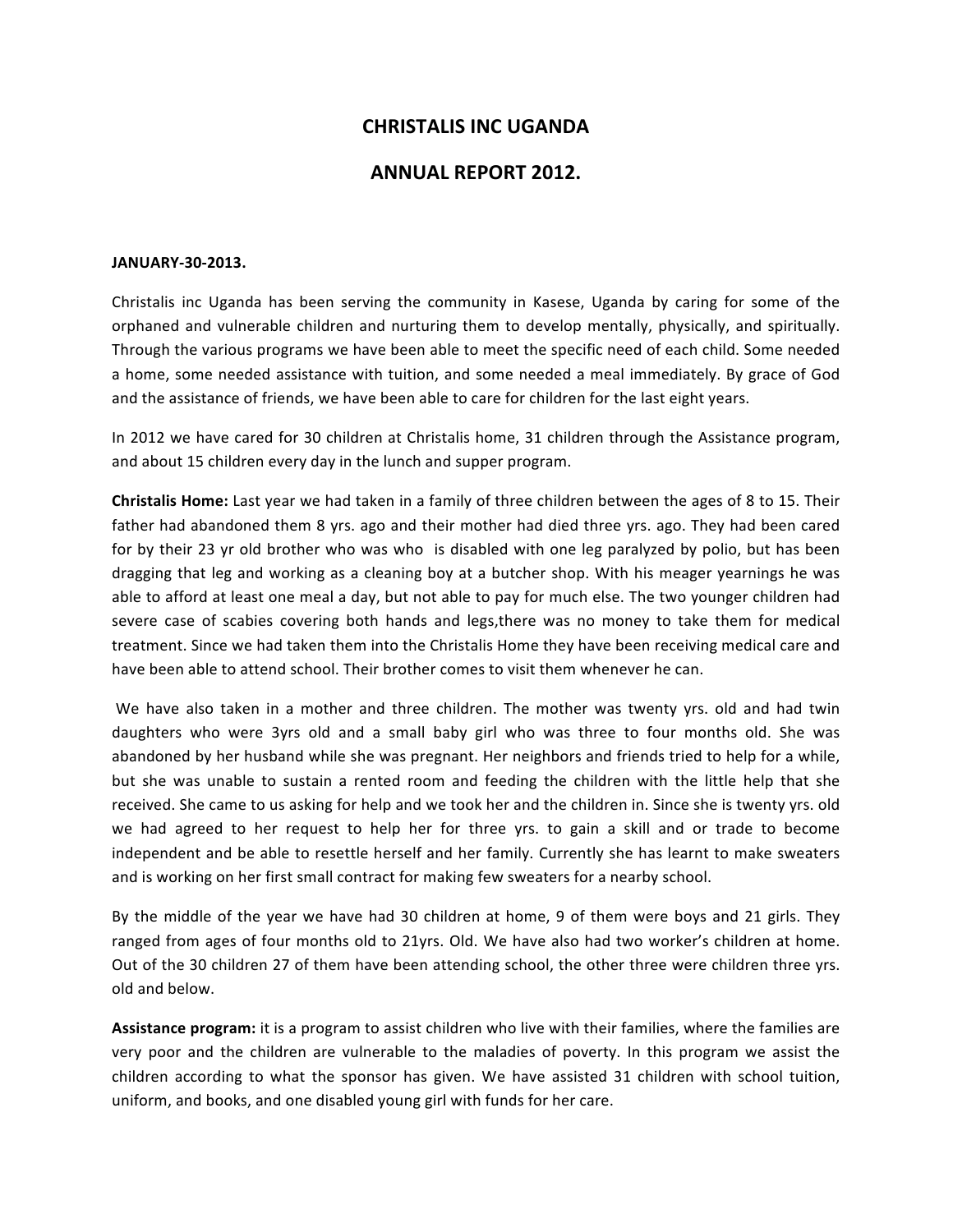# CHRISTALIS INC UGANDA

# ANNUAL REPORT 2012.

**JANUARY-30-2013.**

Christalis inc Uganda has been serving the community in Kasese, Uganda by caring for some of the orphaned and vulnerable children and nurturing them to develop mentally, physically, and spiritually. Through the various programs we have been able to meet the specific need of each child. Some needed a home, some needed assistance with tuition, and some needed a meal immediately. By grace of God and the assistance of friends, we have been able to care for children for the last eight years.

In 2012 we have cared for 30 children at Christalis home, 31 children through the Assistance program, and about 15 children every day in the lunch and supper program.

**Christalis Home:** Last year we had taken in a family of three children between the ages of 8 to 15. Their father had abandoned them 8 yrs. ago and their mother had died three yrs. ago. They had been cared for by their 23 yr old brother who was who is disabled with one leg paralyzed by polio, but has been dragging that leg and working as a cleaning boy at a butcher shop. With his meager yearnings he was able to afford at least one meal a day, but not able to pay for much else. The two younger children had severe case of scabies covering both hands and legs,there was no money to take them for medical treatment. Since we had taken them into the Christalis Home they have been receiving medical care and have been able to attend school. Their brother comes to visit them whenever he can.

We have also taken in a mother and three children. The mother was twenty yrs. old and had twin daughters who were 3yrs old and a small baby girl who was three to four months old. She was abandoned by her husband while she was pregnant. Her neighbors and friends tried to help for a while, but she was unable to sustain a rented room and feeding the children with the little help that she received. She came to us asking for help and we took her and the children in. Since she is twenty yrs. old we had agreed to her request to help her for three yrs. to gain a skill and or trade to become independent and be able to resettle herself and her family. Currently she has learnt to make sweaters and is working on her first small contract for making few sweaters for a nearby school.

By the middle of the year we have had 30 children at home, 9 of them were boys and 21 girls. They ranged from ages of four months old to 21yrs. Old. We have also had two worker's children at home. Out of the 30 children 27 of them have been attending school, the other three were children three yrs. old and below.

**Assistance program:** it is a program to assist children who live with their families, where the families are very poor and the children are vulnerable to the maladies of poverty. In this program we assist the children according to what the sponsor has given. We have assisted 31 children with school tuition, uniform, and books, and one disabled young girl with funds for her care.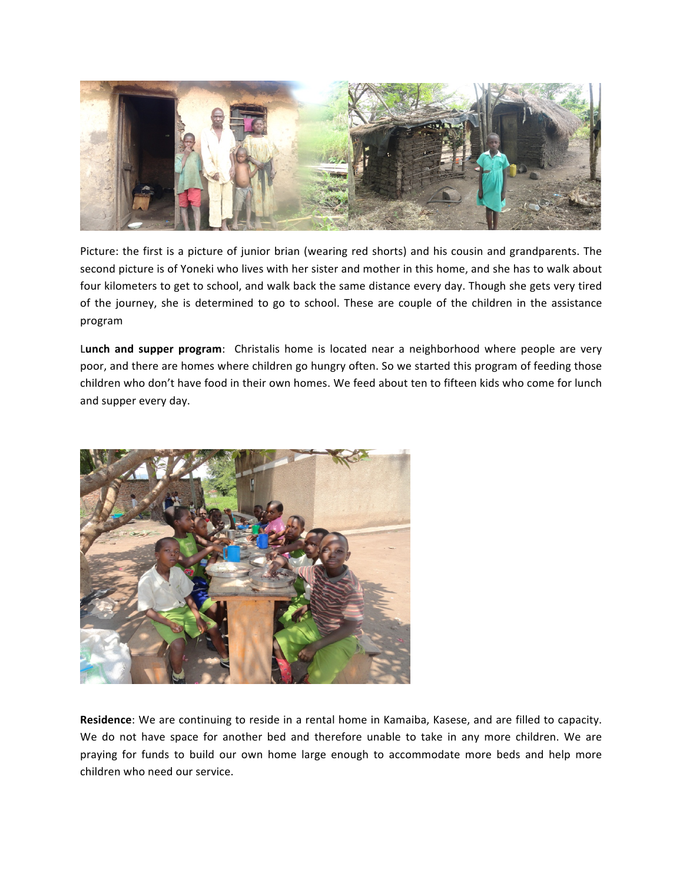Picture: the first is a picture of junior brian (wearing red shorts) and his cousin and grandparents. The second picture is of Yoneki who lives with her sister and mother in this home, and she has to walk about four kilometers to get to school, and walk back the same distance every day. Though she gets very tired of the journey, she is determined to go to school. These are couple of the children in the assistance program

L**unch and supper program**:  Christalis home is located near a neighborhood where people are very poor, and there are homes where children go hungry often. So we started this program of feeding those children who don't have food in their own homes. We feed about ten to fifteen kids who come for lunch and supper every day.

**Residence**: We are continuing to reside in a rental home in Kamaiba, Kasese, and are filled to capacity. We do not have space for another bed and therefore unable to take in any more children. We are praying for funds to build our own home large enough to accommodate more beds and help more children who need our service.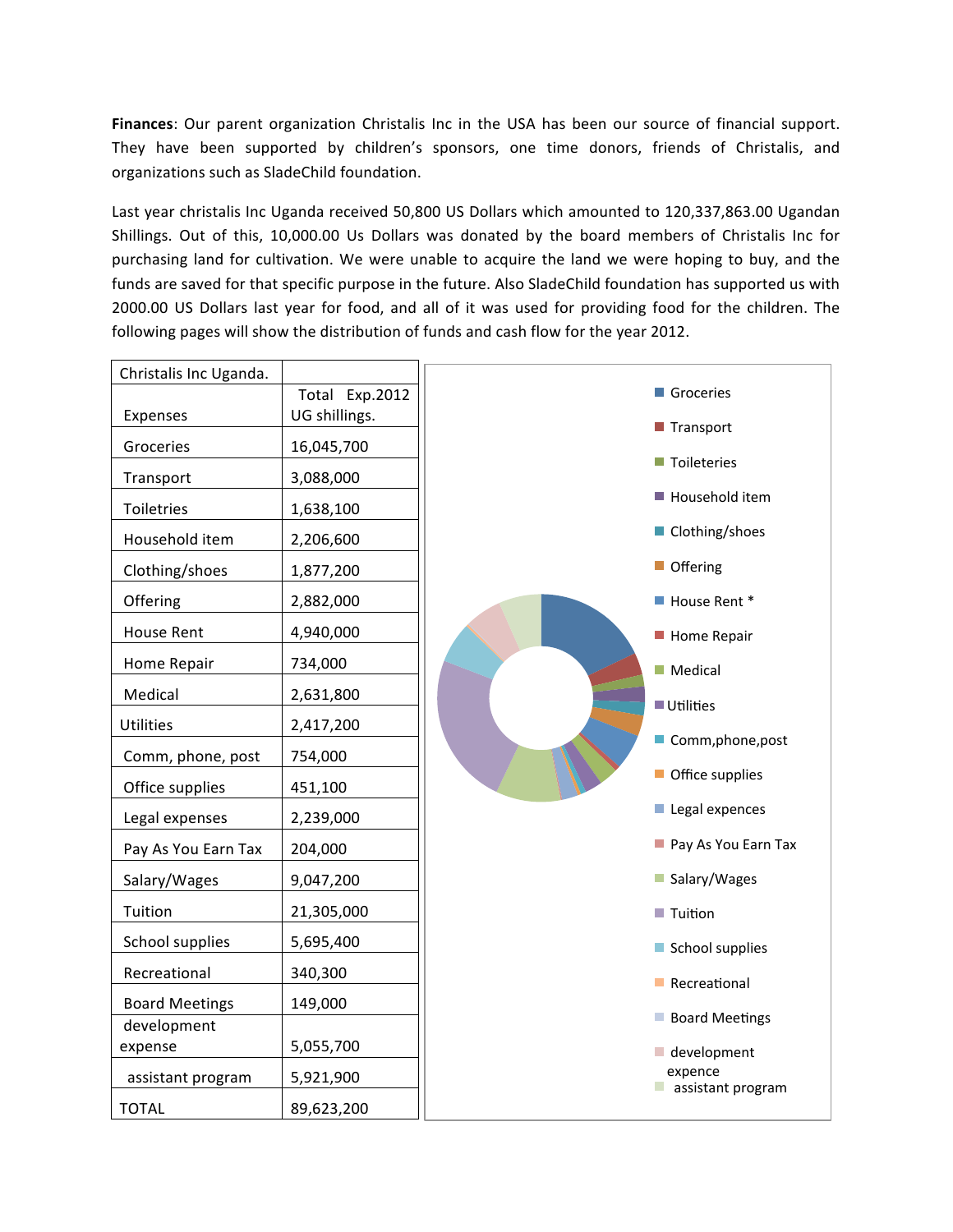**Finances**: Our parent organization Christalis Inc in the USA has been our source of financial support. They have been supported by children's sponsors, one time donors, friends of Christalis, and organizations such as SladeChild foundation.

Last year christalis Inc Uganda received 50,800 US Dollars which amounted to 120,337,863.00 Ugandan Shillings. Out of this, 10,000.00 Us Dollars was donated by the board members of Christalis Inc for purchasing land for cultivation. We were unable to acquire the land we were hoping to buy, and the funds are saved for that specific purpose in the future. Also SladeChild foundation has supported us with 2000.00 US Dollars last year for food, and all of it was used for providing food for the children. The following pages will show the distribution of funds and cash flow for the year 2012.

| Christalis Inc Uganda. | |
|---|---|
| Expenses | Total Exp.2012 UG shillings. |
| Groceries | 16,045,700 |
| Transport | 3,088,000 |
| Toiletries | 1,638,100 |
| Household item | 2,206,600 |
| Clothing/shoes | 1,877,200 |
| Offering | 2,882,000 |
| House Rent | 4,940,000 |
| Home Repair | 734,000 |
| Medical | 2,631,800 |
| Utilities | 2,417,200 |
| Comm, phone, post | 754,000 |
| Office supplies | 451,100 |
| Legal expenses | 2,239,000 |
| Pay As You Earn Tax | 204,000 |
| Salary/Wages | 9,047,200 |
| Tuition | 21,305,000 |
| School supplies | 5,695,400 |
| Recreational | 340,300 |
| Board Meetings | 149,000 |
| development expense | 5,055,700 |
| assistant program | 5,921,900 |
| TOTAL | 89,623,200 |

Groceries, Transport, Toileteries, Household item, Clothing/shoes, Offering, House Rent *, Home Repair, Medical, Utilities, Comm,phone,post, Office supplies, Legal expences, Pay As You Earn Tax, Salary/Wages, Tuition, School supplies, Recreational, Board Meetings, development expence, assistant program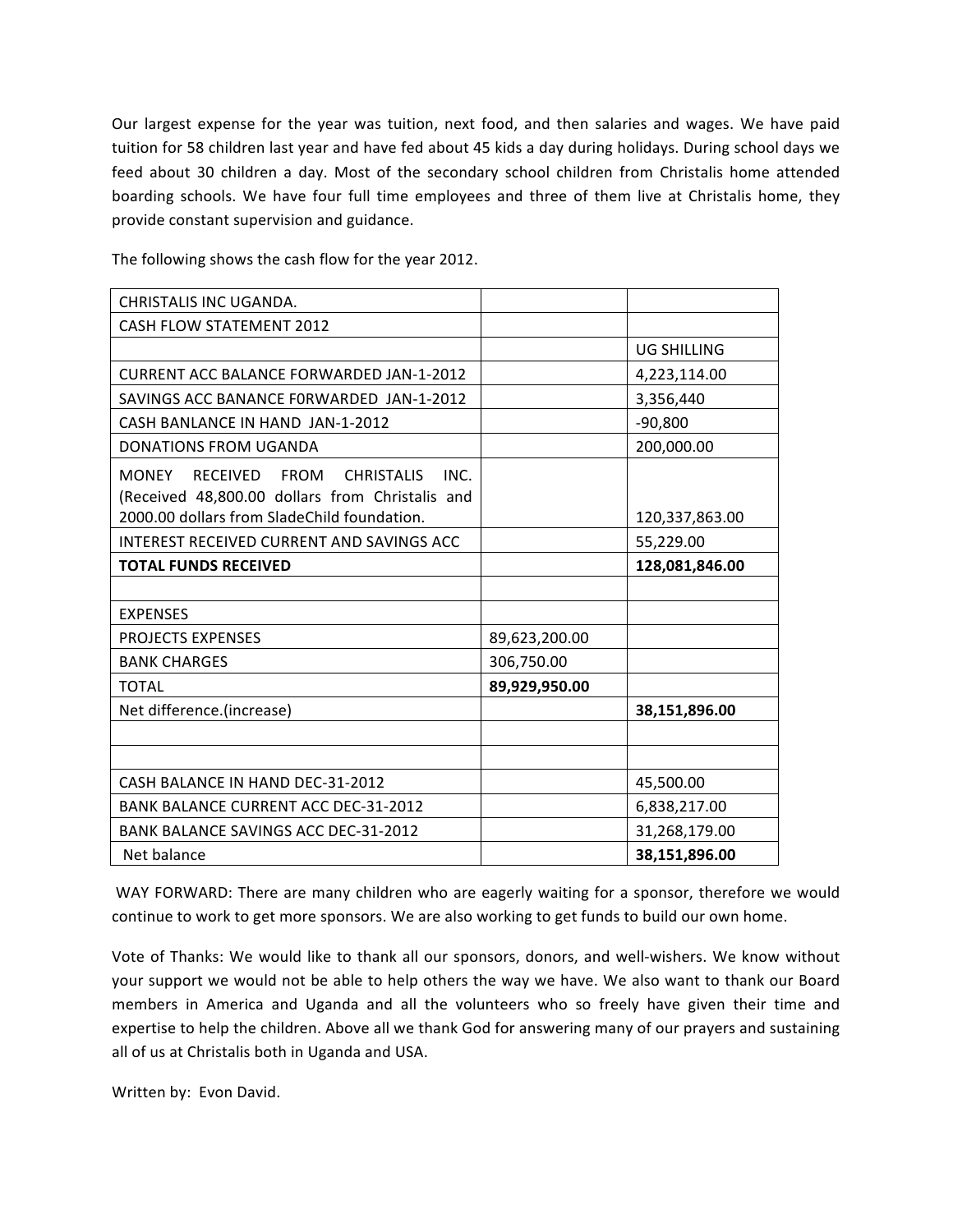Our largest expense for the year was tuition, next food, and then salaries and wages. We have paid tuition for 58 children last year and have fed about 45 kids a day during holidays. During school days we feed about 30 children a day. Most of the secondary school children from Christalis home attended boarding schools. We have four full time employees and three of them live at Christalis home, they provide constant supervision and guidance.

The following shows the cash flow for the year 2012.

| | | |
|---|---|---|
| CHRISTALIS INC UGANDA. | | |
| CASH FLOW STATEMENT 2012 | | |
| | | UG SHILLING |
| CURRENT ACC BALANCE FORWARDED JAN-1-2012 | | 4,223,114.00 |
| SAVINGS ACC BANANCE F0RWARDED JAN-1-2012 | | 3,356,440 |
| CASH BANLANCE IN HAND JAN-1-2012 | | -90,800 |
| DONATIONS FROM UGANDA | | 200,000.00 |
| MONEY RECEIVED FROM CHRISTALIS INC. (Received 48,800.00 dollars from Christalis and 2000.00 dollars from SladeChild foundation. | | 120,337,863.00 |
| INTEREST RECEIVED CURRENT AND SAVINGS ACC | | 55,229.00 |
| **TOTAL FUNDS RECEIVED** | | **128,081,846.00** |
| | | |
| EXPENSES | | |
| PROJECTS EXPENSES | 89,623,200.00 | |
| BANK CHARGES | 306,750.00 | |
| TOTAL | **89,929,950.00** | |
| Net difference.(increase) | | **38,151,896.00** |
| | | |
| | | |
| CASH BALANCE IN HAND DEC-31-2012 | | 45,500.00 |
| BANK BALANCE CURRENT ACC DEC-31-2012 | | 6,838,217.00 |
| BANK BALANCE SAVINGS ACC DEC-31-2012 | | 31,268,179.00 |
| Net balance | | **38,151,896.00** |

WAY FORWARD: There are many children who are eagerly waiting for a sponsor, therefore we would continue to work to get more sponsors. We are also working to get funds to build our own home.

Vote of Thanks: We would like to thank all our sponsors, donors, and well-wishers. We know without your support we would not be able to help others the way we have. We also want to thank our Board members in America and Uganda and all the volunteers who so freely have given their time and expertise to help the children. Above all we thank God for answering many of our prayers and sustaining all of us at Christalis both in Uganda and USA.

Written by: Evon David.